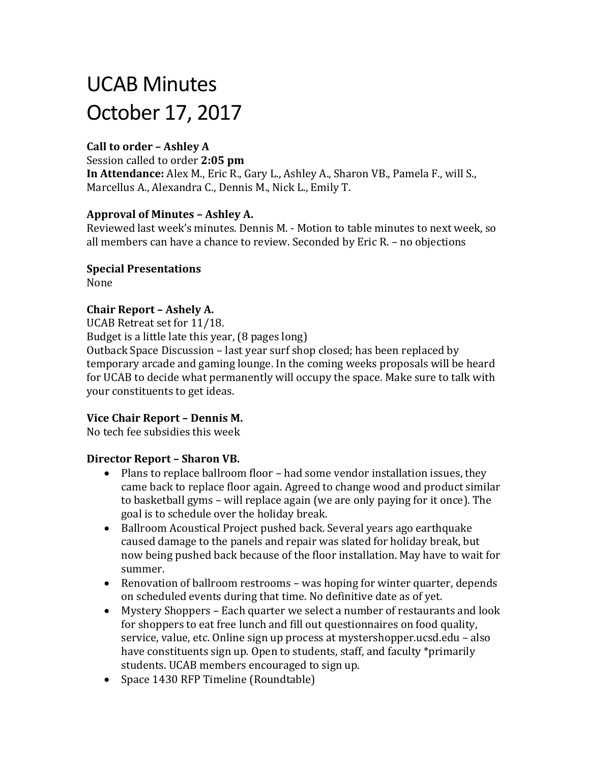# UCAB Minutes
# October 17, 2017

**Call to order – Ashley A**
Session called to order **2:05 pm**
**In Attendance:** Alex M., Eric R., Gary L., Ashley A., Sharon VB., Pamela F., will S., Marcellus A., Alexandra C., Dennis M., Nick L., Emily T.

**Approval of Minutes – Ashley A.**
Reviewed last week's minutes. Dennis M. - Motion to table minutes to next week, so all members can have a chance to review. Seconded by Eric R. – no objections

**Special Presentations**
None

**Chair Report – Ashely A.**
UCAB Retreat set for 11/18.
Budget is a little late this year, (8 pages long)
Outback Space Discussion – last year surf shop closed; has been replaced by temporary arcade and gaming lounge. In the coming weeks proposals will be heard for UCAB to decide what permanently will occupy the space. Make sure to talk with your constituents to get ideas.

**Vice Chair Report – Dennis M.**
No tech fee subsidies this week

**Director Report – Sharon VB.**

- Plans to replace ballroom floor – had some vendor installation issues, they came back to replace floor again. Agreed to change wood and product similar to basketball gyms – will replace again (we are only paying for it once). The goal is to schedule over the holiday break.
- Ballroom Acoustical Project pushed back. Several years ago earthquake caused damage to the panels and repair was slated for holiday break, but now being pushed back because of the floor installation. May have to wait for summer.
- Renovation of ballroom restrooms – was hoping for winter quarter, depends on scheduled events during that time. No definitive date as of yet.
- Mystery Shoppers – Each quarter we select a number of restaurants and look for shoppers to eat free lunch and fill out questionnaires on food quality, service, value, etc. Online sign up process at mystershopper.ucsd.edu – also have constituents sign up. Open to students, staff, and faculty *primarily students. UCAB members encouraged to sign up.
- Space 1430 RFP Timeline (Roundtable)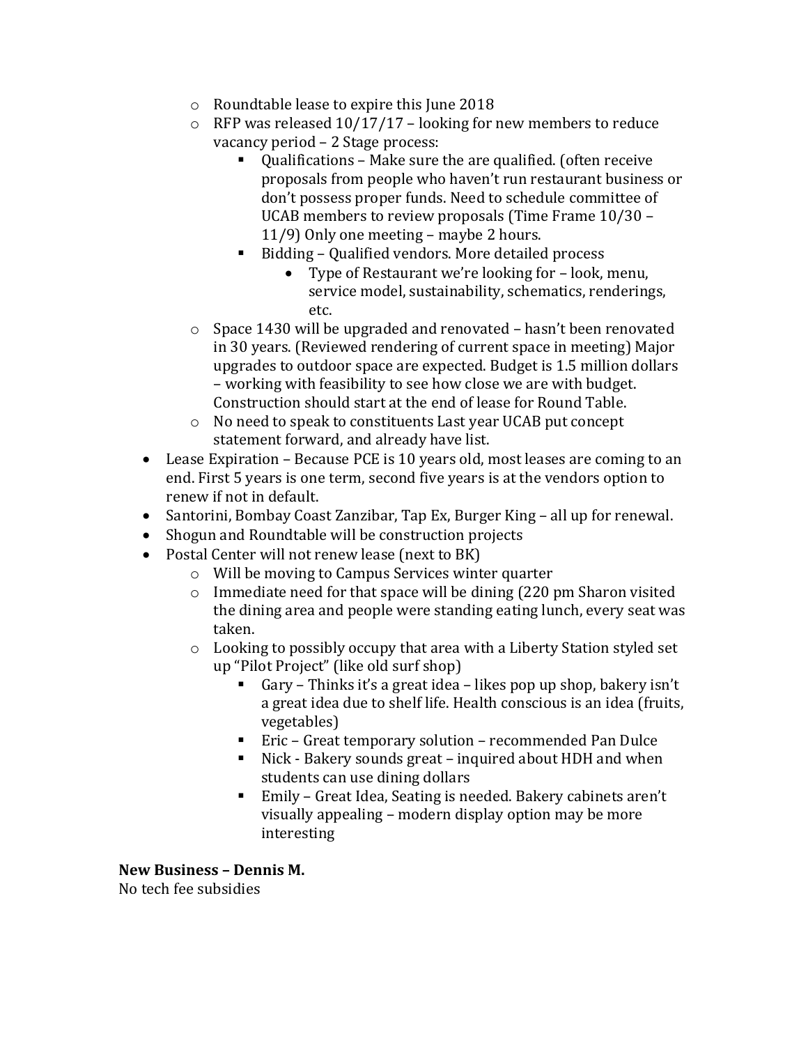- Roundtable lease to expire this June 2018
  - RFP was released 10/17/17 – looking for new members to reduce vacancy period – 2 Stage process:
    - Qualifications – Make sure the are qualified. (often receive proposals from people who haven't run restaurant business or don't possess proper funds. Need to schedule committee of UCAB members to review proposals (Time Frame 10/30 – 11/9) Only one meeting – maybe 2 hours.
    - Bidding – Qualified vendors. More detailed process
      - Type of Restaurant we're looking for – look, menu, service model, sustainability, schematics, renderings, etc.
  - Space 1430 will be upgraded and renovated – hasn't been renovated in 30 years. (Reviewed rendering of current space in meeting) Major upgrades to outdoor space are expected. Budget is 1.5 million dollars – working with feasibility to see how close we are with budget. Construction should start at the end of lease for Round Table.
  - No need to speak to constituents Last year UCAB put concept statement forward, and already have list.
- Lease Expiration – Because PCE is 10 years old, most leases are coming to an end. First 5 years is one term, second five years is at the vendors option to renew if not in default.
- Santorini, Bombay Coast Zanzibar, Tap Ex, Burger King – all up for renewal.
- Shogun and Roundtable will be construction projects
- Postal Center will not renew lease (next to BK)
  - Will be moving to Campus Services winter quarter
  - Immediate need for that space will be dining (220 pm Sharon visited the dining area and people were standing eating lunch, every seat was taken.
  - Looking to possibly occupy that area with a Liberty Station styled set up "Pilot Project" (like old surf shop)
    - Gary – Thinks it's a great idea – likes pop up shop, bakery isn't a great idea due to shelf life. Health conscious is an idea (fruits, vegetables)
    - Eric – Great temporary solution – recommended Pan Dulce
    - Nick - Bakery sounds great – inquired about HDH and when students can use dining dollars
    - Emily – Great Idea, Seating is needed. Bakery cabinets aren't visually appealing – modern display option may be more interesting

**New Business – Dennis M.**

No tech fee subsidies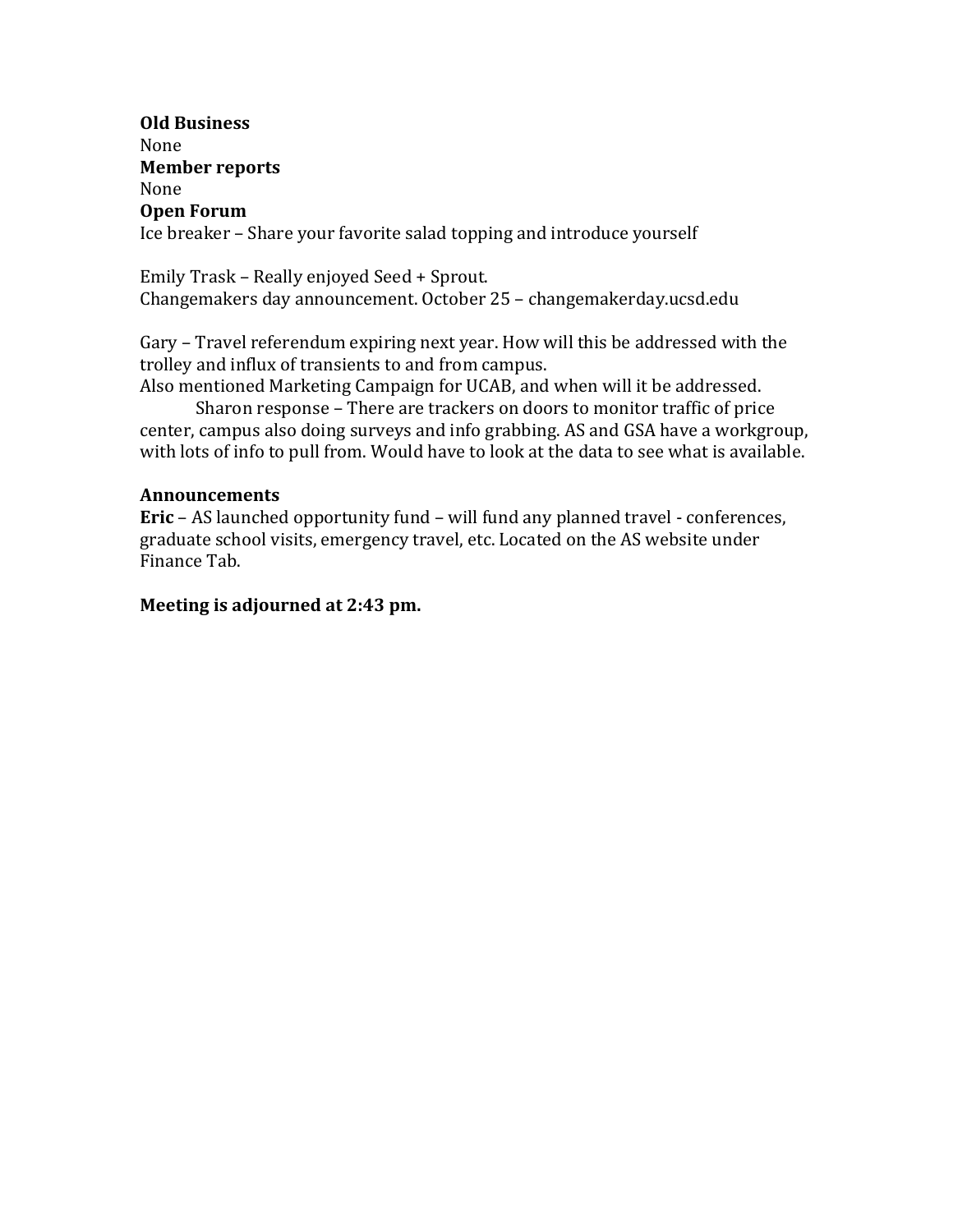**Old Business**
None
**Member reports**
None
**Open Forum**
Ice breaker – Share your favorite salad topping and introduce yourself

Emily Trask – Really enjoyed Seed + Sprout.
Changemakers day announcement. October 25 – changemakerday.ucsd.edu

Gary – Travel referendum expiring next year. How will this be addressed with the trolley and influx of transients to and from campus.
Also mentioned Marketing Campaign for UCAB, and when will it be addressed.

Sharon response – There are trackers on doors to monitor traffic of price center, campus also doing surveys and info grabbing. AS and GSA have a workgroup, with lots of info to pull from. Would have to look at the data to see what is available.

**Announcements**
**Eric** – AS launched opportunity fund – will fund any planned travel - conferences, graduate school visits, emergency travel, etc. Located on the AS website under Finance Tab.

**Meeting is adjourned at 2:43 pm.**